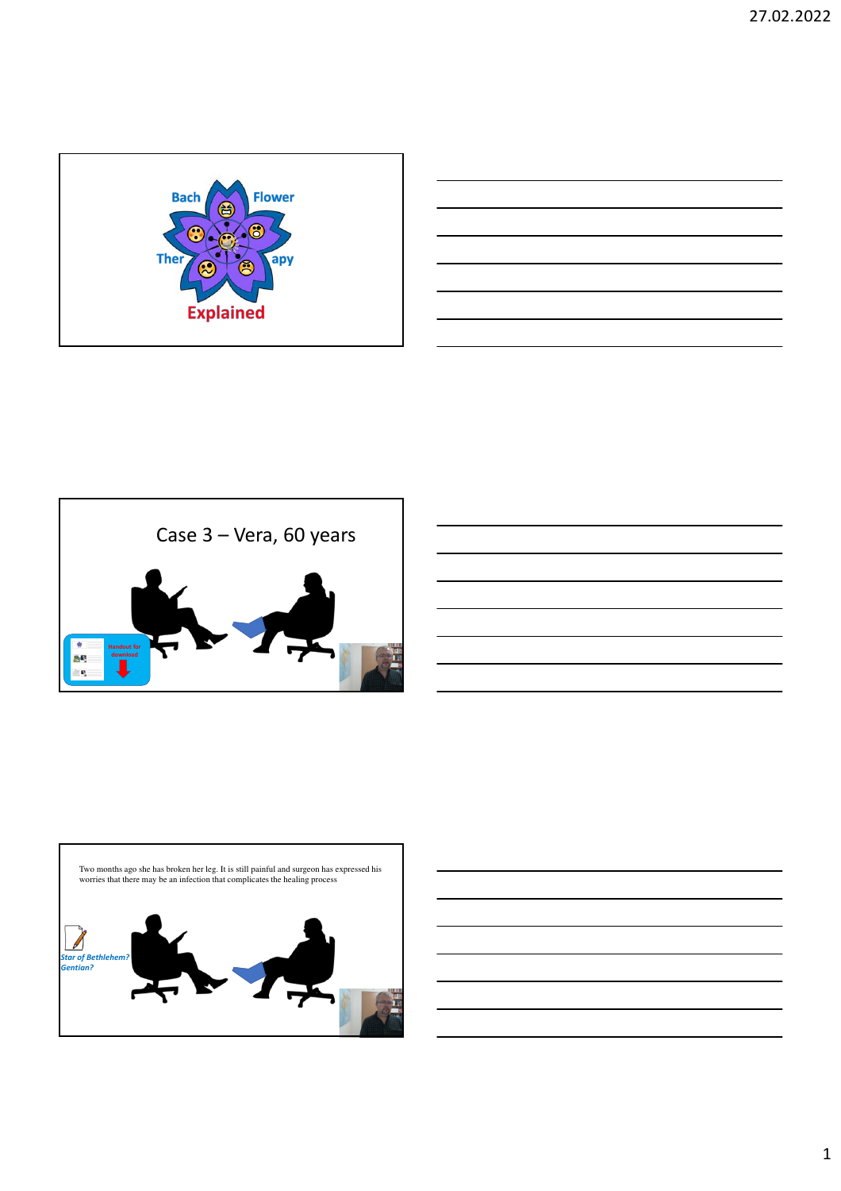Bach Flower Therapy

Explained

Case 3 – Vera, 60 years

Handout for download

Two months ago she has broken her leg. It is still painful and surgeon has expressed his worries that there may be an infection that complicates the healing process

*Star of Bethlehem?*
*Gentian?*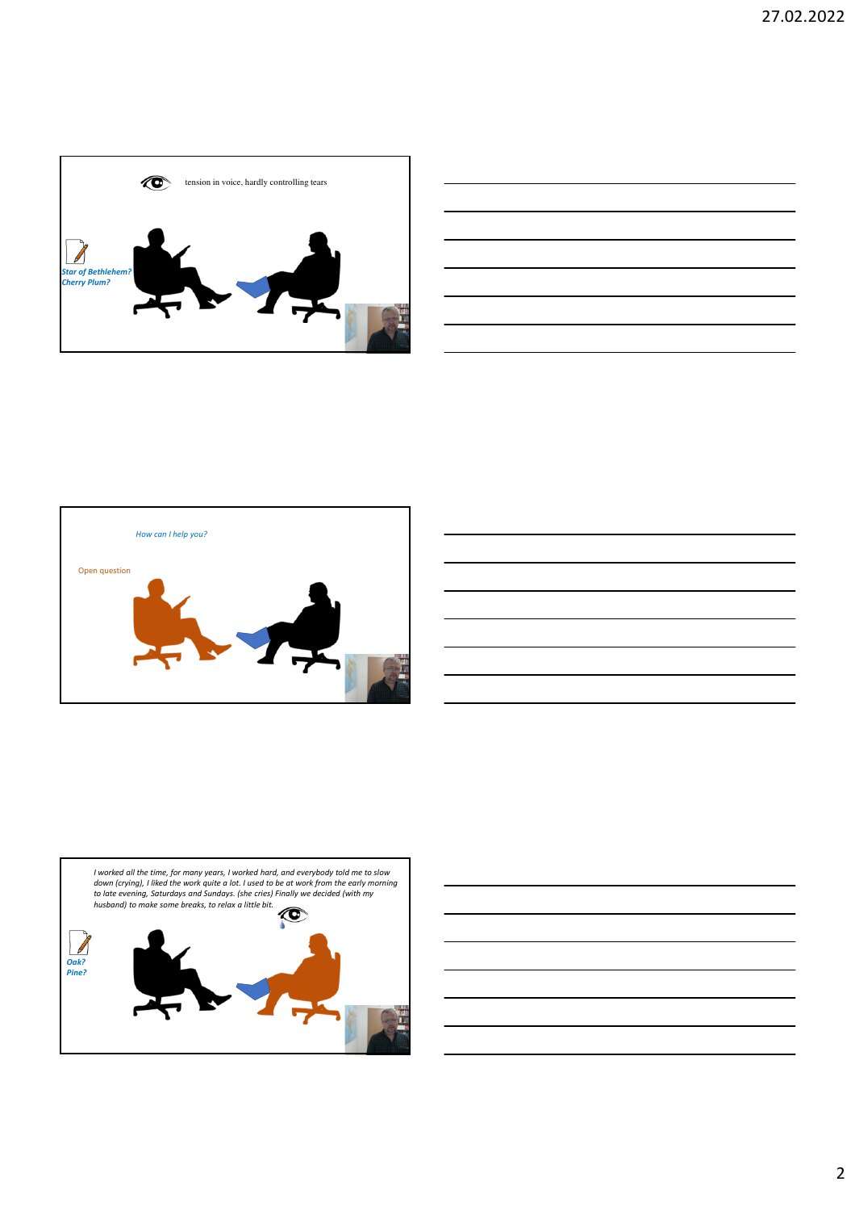tension in voice, hardly controlling tears

*Star of Bethlehem?*
*Cherry Plum?*

---

*How can I help you?*

Open question

---

*I worked all the time, for many years, I worked hard, and everybody told me to slow down (crying), I liked the work quite a lot. I used to be at work from the early morning to late evening, Saturdays and Sundays. (she cries) Finally we decided (with my husband) to make some breaks, to relax a little bit.*

*Oak?*
*Pine?*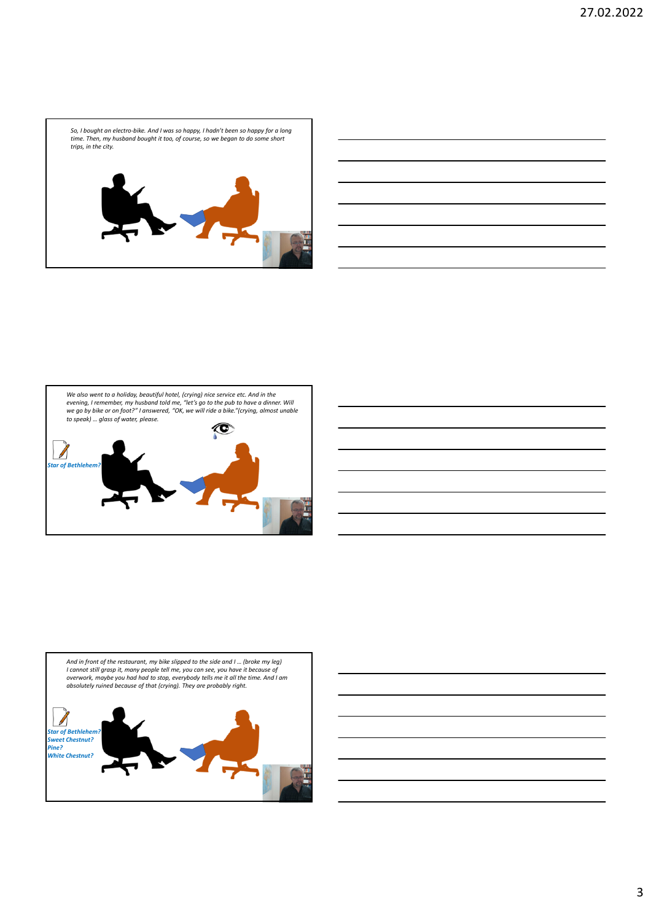*So, I bought an electro-bike. And I was so happy, I hadn't been so happy for a long time. Then, my husband bought it too, of course, so we began to do some short trips, in the city.*

*We also went to a holiday, beautiful hotel, (crying) nice service etc. And in the evening, I remember, my husband told me, "let's go to the pub to have a dinner. Will we go by bike or on foot?" I answered, "OK, we will ride a bike."(crying, almost unable to speak) … glass of water, please.*

*Star of Bethlehem?*

*And in front of the restaurant, my bike slipped to the side and I … (broke my leg) I cannot still grasp it, many people tell me, you can see, you have it because of overwork, maybe you had had to stop, everybody tells me it all the time. And I am absolutely ruined because of that (crying). They are probably right.*

*Star of Bethlehem?*
*Sweet Chestnut?*
*Pine?*
*White Chestnut?*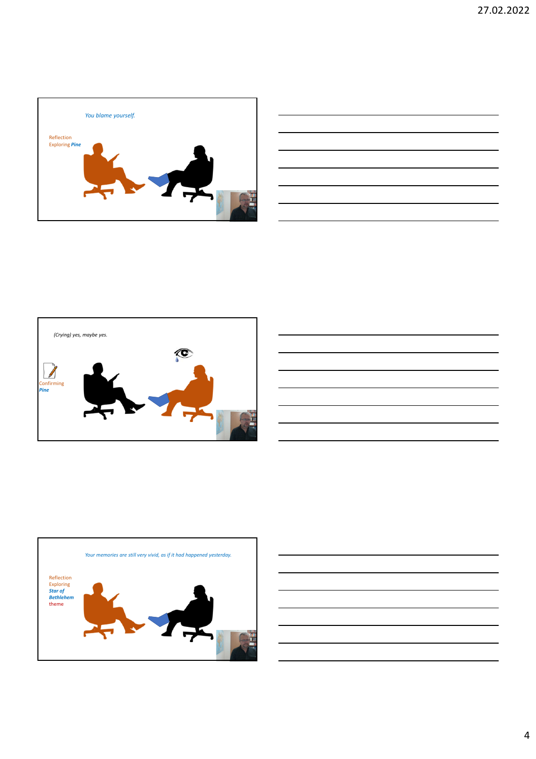*You blame yourself.*

Reflection
Exploring ***Pine***

*(Crying) yes, maybe yes.*

Confirming
***Pine***

*Your memories are still very vivid, as if it had happened yesterday.*

Reflection
Exploring
***Star of Bethlehem***
theme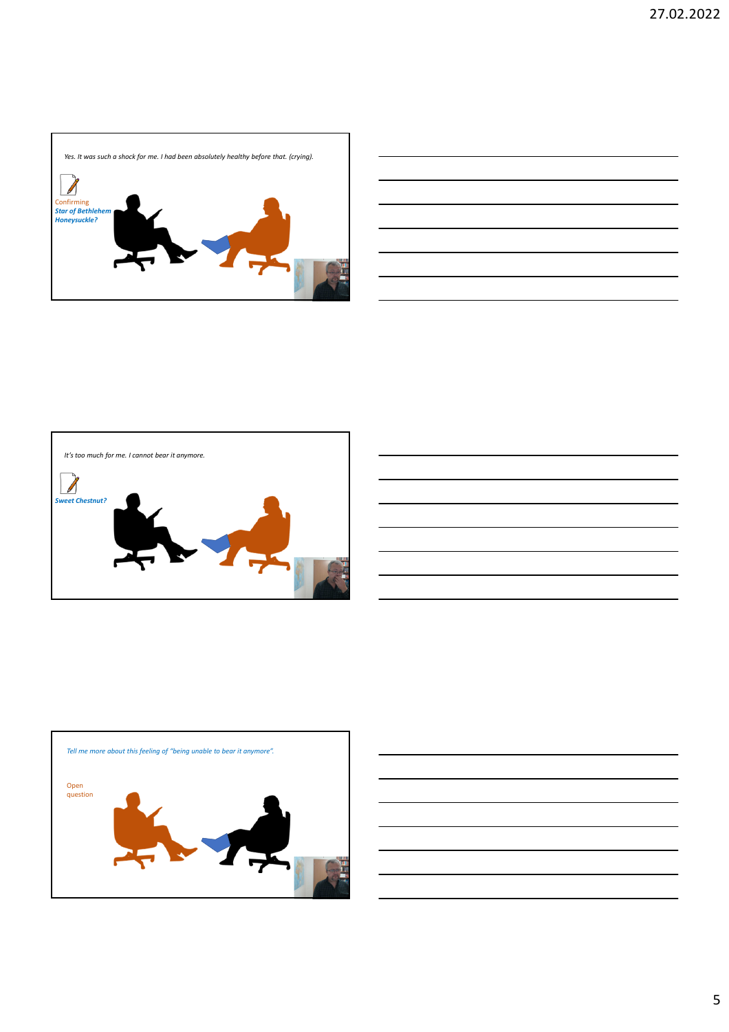*Yes. It was such a shock for me. I had been absolutely healthy before that. (crying).*

Confirming

***Star of Bethlehem***
***Honeysuckle?***

---

*It's too much for me. I cannot bear it anymore.*

***Sweet Chestnut?***

---

*Tell me more about this feeling of "being unable to bear it anymore".*

Open question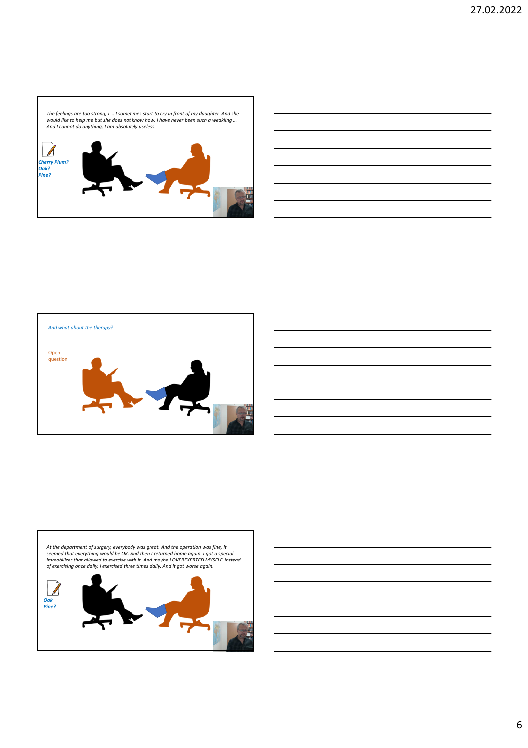*The feelings are too strong, I … I sometimes start to cry in front of my daughter. And she would like to help me but she does not know how. I have never been such a weakling … And I cannot do anything, I am absolutely useless.*

*Cherry Plum?*
*Oak?*
*Pine?*

---

*And what about the therapy?*

Open question

---

*At the department of surgery, everybody was great. And the operation was fine, it seemed that everything would be OK. And then I returned home again. I got a special immobilizer that allowed to exercise with it. And maybe I OVEREXERTED MYSELF. Instead of exercising once daily, I exercised three times daily. And it got worse again.*

*Oak*
*Pine?*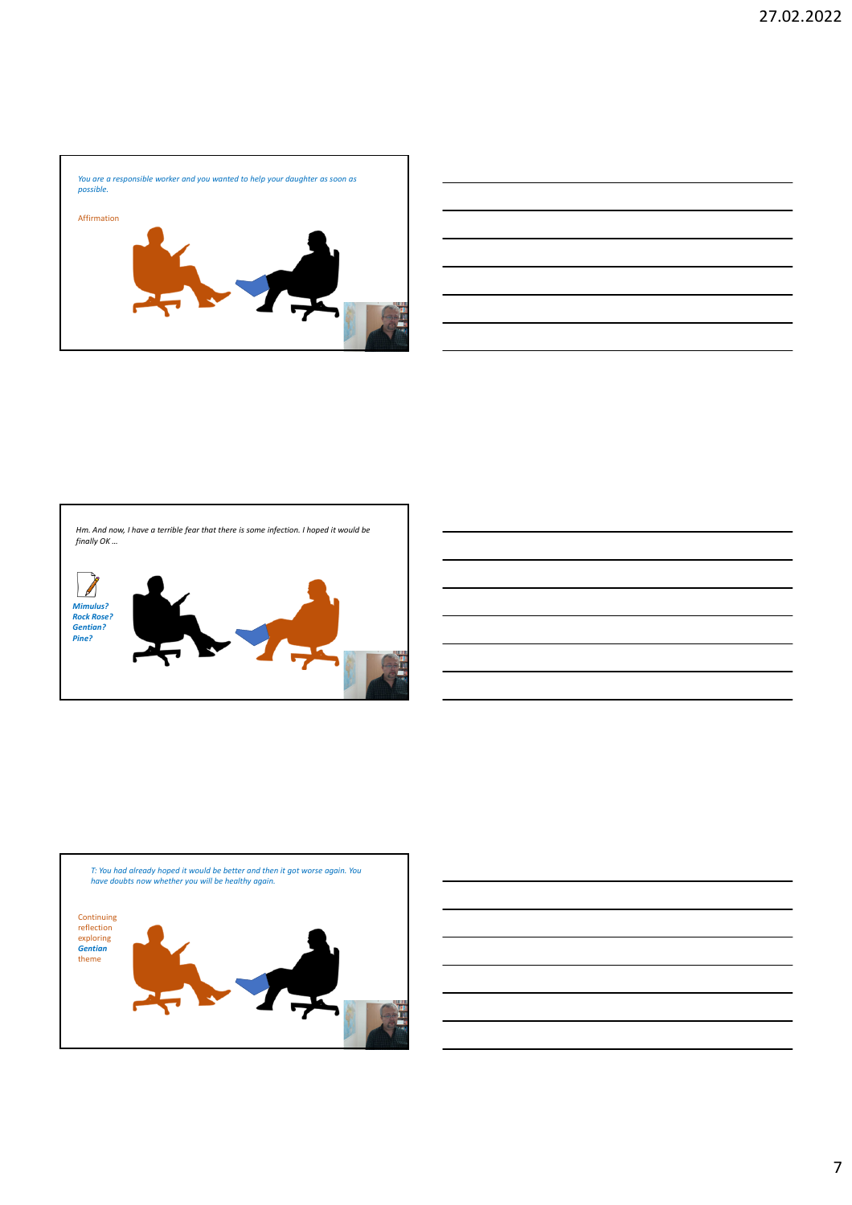*You are a responsible worker and you wanted to help your daughter as soon as possible.*

Affirmation

---

*Hm. And now, I have a terrible fear that there is some infection. I hoped it would be finally OK …*

***Mimulus?***
***Rock Rose?***
***Gentian?***
***Pine?***

---

*T: You had already hoped it would be better and then it got worse again. You have doubts now whether you will be healthy again.*

Continuing reflection exploring ***Gentian*** theme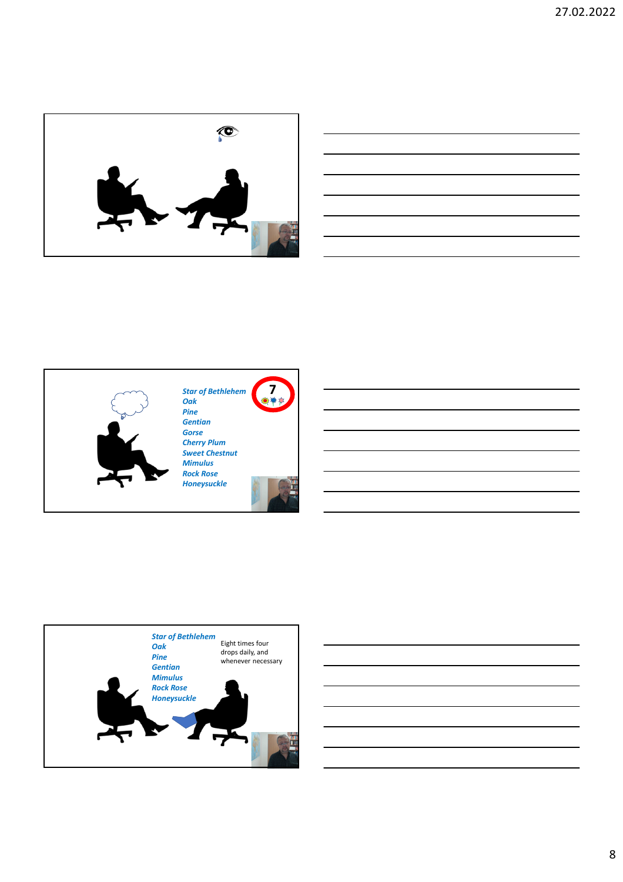Star of Bethlehem
Oak
Pine
Gentian
Gorse
Cherry Plum
Sweet Chestnut
Mimulus
Rock Rose
Honeysuckle

7

Star of Bethlehem
Oak
Pine
Gentian
Mimulus
Rock Rose
Honeysuckle

Eight times four drops daily, and whenever necessary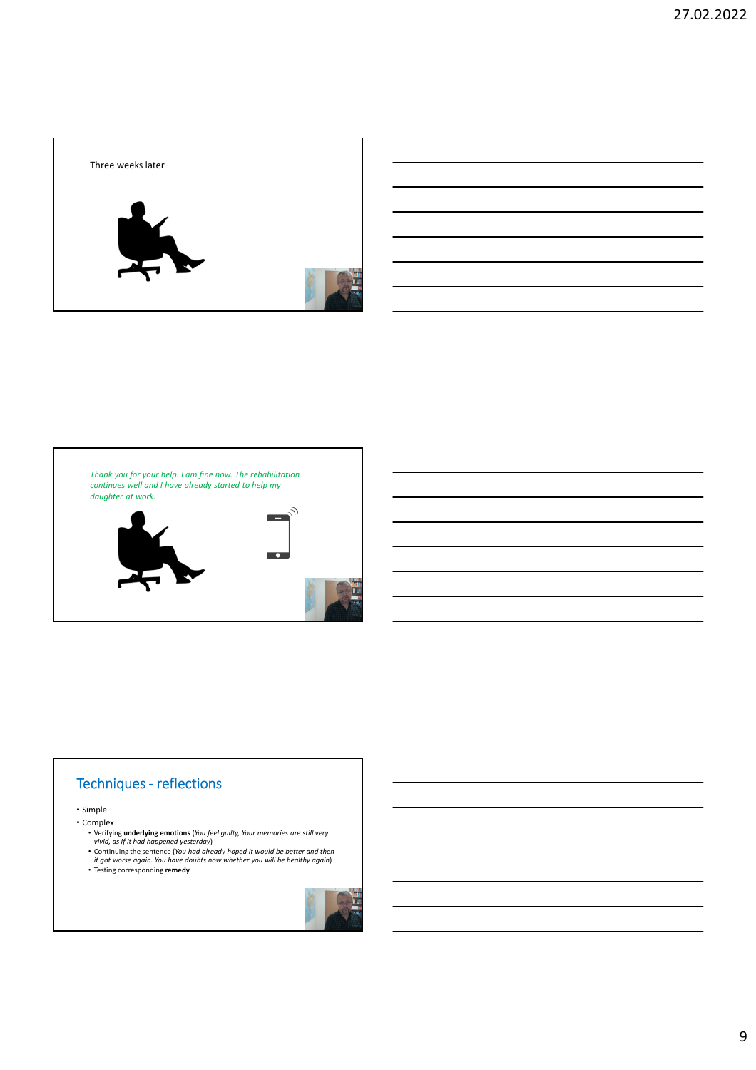Three weeks later

*Thank you for your help. I am fine now. The rehabilitation continues well and I have already started to help my daughter at work.*

## Techniques - reflections

- Simple
- Complex
  - Verifying **underlying emotions** (*You feel guilty, Your memories are still very vivid, as if it had happened yesterday*)
  - Continuing the sentence (*You had already hoped it would be better and then it got worse again. You have doubts now whether you will be healthy again*)
  - Testing corresponding **remedy**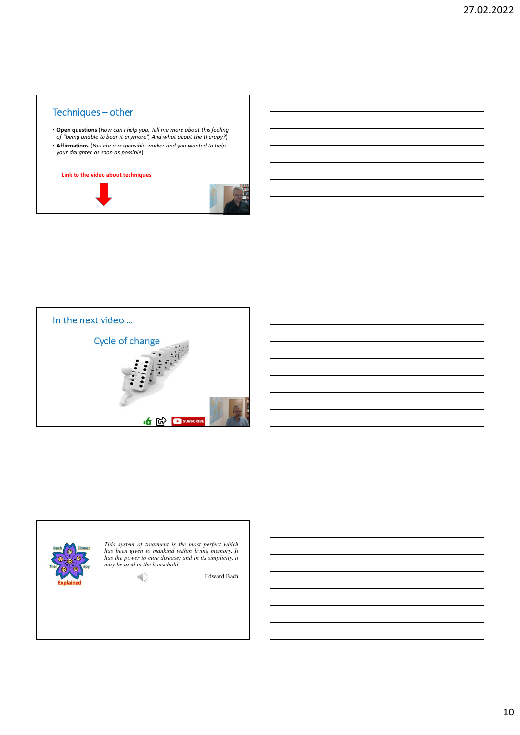## Techniques – other

- **Open questions** (*How can I help you, Tell me more about this feeling of "being unable to bear it anymore", And what about the therapy?*)
- **Affirmations** (*You are a responsible worker and you wanted to help your daughter as soon as possible*)

Link to the video about techniques

## In the next video …

Cycle of change

*This system of treatment is the most perfect which has been given to mankind within living memory. It has the power to cure disease; and in its simplicity, it may be used in the household.*

Edward Bach